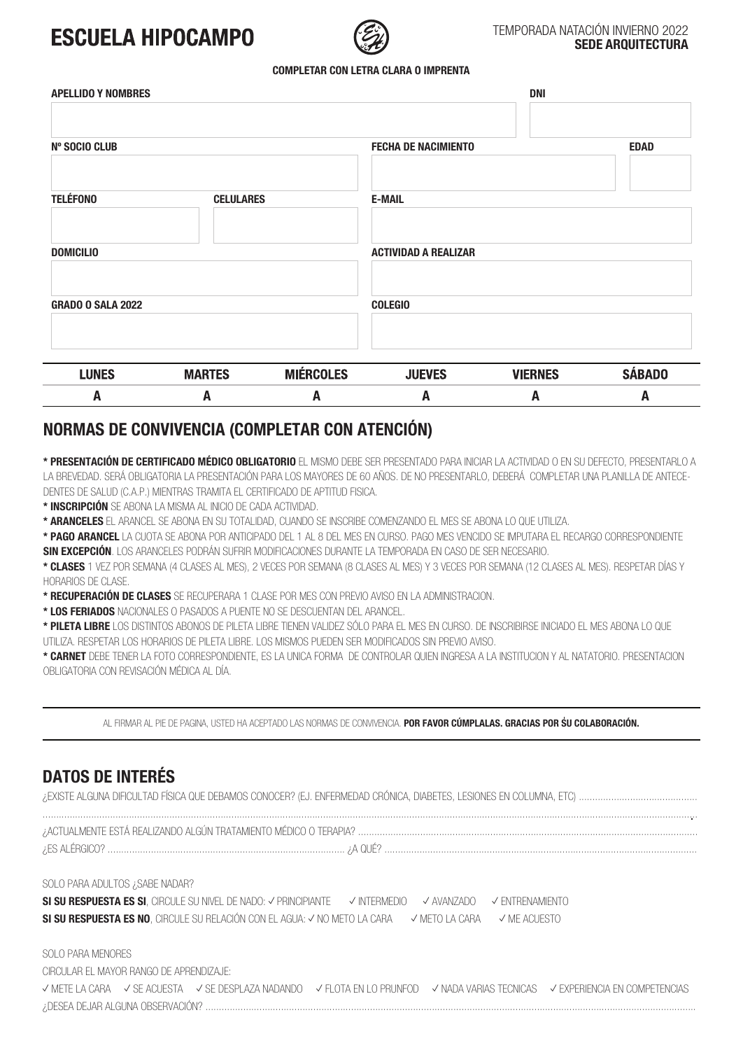# ESCUELA HIPOCAMPO

TEMPORADA NATACIÓN INVIERNO 2022
**SEDE ARQUITECTURA**

**COMPLETAR CON LETRA CLARA O IMPRENTA**

| APELLIDO Y NOMBRES | | DNI | |
|---|---|---|---|
| | | | |
| **Nº SOCIO CLUB** | | **FECHA DE NACIMIENTO** | **EDAD** |
| | | | |
| **TELÉFONO** | **CELULARES** | **E-MAIL** | |
| | | | |
| **DOMICILIO** | | **ACTIVIDAD A REALIZAR** | |
| | | | |
| **GRADO O SALA 2022** | | **COLEGIO** | |
| | | | |

| LUNES | MARTES | MIÉRCOLES | JUEVES | VIERNES | SÁBADO |
|---|---|---|---|---|---|
| A | A | A | A | A | A |

## NORMAS DE CONVIVENCIA (COMPLETAR CON ATENCIÓN)

**\* PRESENTACIÓN DE CERTIFICADO MÉDICO OBLIGATORIO** EL MISMO DEBE SER PRESENTADO PARA INICIAR LA ACTIVIDAD O EN SU DEFECTO, PRESENTARLO A LA BREVEDAD. SERÁ OBLIGATORIA LA PRESENTACIÓN PARA LOS MAYORES DE 60 AÑOS. DE NO PRESENTARLO, DEBERÁ COMPLETAR UNA PLANILLA DE ANTECEDENTES DE SALUD (C.A.P.) MIENTRAS TRAMITA EL CERTIFICADO DE APTITUD FISICA.

**\* INSCRIPCIÓN** SE ABONA LA MISMA AL INICIO DE CADA ACTIVIDAD.

**\* ARANCELES** EL ARANCEL SE ABONA EN SU TOTALIDAD, CUANDO SE INSCRIBE COMENZANDO EL MES SE ABONA LO QUE UTILIZA.

**\* PAGO ARANCEL** LA CUOTA SE ABONA POR ANTICIPADO DEL 1 AL 8 DEL MES EN CURSO. PAGO MES VENCIDO SE IMPUTARA EL RECARGO CORRESPONDIENTE **SIN EXCEPCIÓN**. LOS ARANCELES PODRÁN SUFRIR MODIFICACIONES DURANTE LA TEMPORADA EN CASO DE SER NECESARIO.

**\* CLASES** 1 VEZ POR SEMANA (4 CLASES AL MES), 2 VECES POR SEMANA (8 CLASES AL MES) Y 3 VECES POR SEMANA (12 CLASES AL MES). RESPETAR DÍAS Y HORARIOS DE CLASE.

**\* RECUPERACIÓN DE CLASES** SE RECUPERARA 1 CLASE POR MES CON PREVIO AVISO EN LA ADMINISTRACION.

**\* LOS FERIADOS** NACIONALES O PASADOS A PUENTE NO SE DESCUENTAN DEL ARANCEL.

**\* PILETA LIBRE** LOS DISTINTOS ABONOS DE PILETA LIBRE TIENEN VALIDEZ SÓLO PARA EL MES EN CURSO. DE INSCRIBIRSE INICIADO EL MES ABONA LO QUE UTILIZA. RESPETAR LOS HORARIOS DE PILETA LIBRE. LOS MISMOS PUEDEN SER MODIFICADOS SIN PREVIO AVISO.

**\* CARNET** DEBE TENER LA FOTO CORRESPONDIENTE, ES LA UNICA FORMA DE CONTROLAR QUIEN INGRESA A LA INSTITUCION Y AL NATATORIO. PRESENTACION OBLIGATORIA CON REVISACIÓN MÉDICA AL DÍA.

---

AL FIRMAR AL PIE DE PAGINA, USTED HA ACEPTADO LAS NORMAS DE CONVIVENCIA. **POR FAVOR CÚMPLALAS. GRACIAS POR ŚU COLABORACIÓN.**

---

## DATOS DE INTERÉS

¿EXISTE ALGUNA DIFICULTAD FÍSICA QUE DEBAMOS CONOCER? (EJ. ENFERMEDAD CRÓNICA, DIABETES, LESIONES EN COLUMNA, ETC) ..........................................

.....................................................................................................................................................................

¿ACTUALMENTE ESTÁ REALIZANDO ALGÚN TRATAMIENTO MÉDICO O TERAPIA? ..........................................................................

¿ES ALÉRGICO? ...................................................................... ¿A QUÉ? ..............................................................................

SOLO PARA ADULTOS ¿SABE NADAR?

**SI SU RESPUESTA ES SI**, CIRCULE SU NIVEL DE NADO: ✓ PRINCIPIANTE ✓ INTERMEDIO ✓ AVANZADO ✓ ENTRENAMIENTO

**SI SU RESPUESTA ES NO**, CIRCULE SU RELACIÓN CON EL AGUA: ✓ NO METO LA CARA ✓ METO LA CARA ✓ ME ACUESTO

SOLO PARA MENORES

CIRCULAR EL MAYOR RANGO DE APRENDIZAJE:

✓ METE LA CARA ✓ SE ACUESTA ✓ SE DESPLAZA NADANDO ✓ FLOTA EN LO PRUNFOD ✓ NADA VARIAS TECNICAS ✓ EXPERIENCIA EN COMPETENCIAS

¿DESEA DEJAR ALGUNA OBSERVACIÓN? ..........................................................................................................................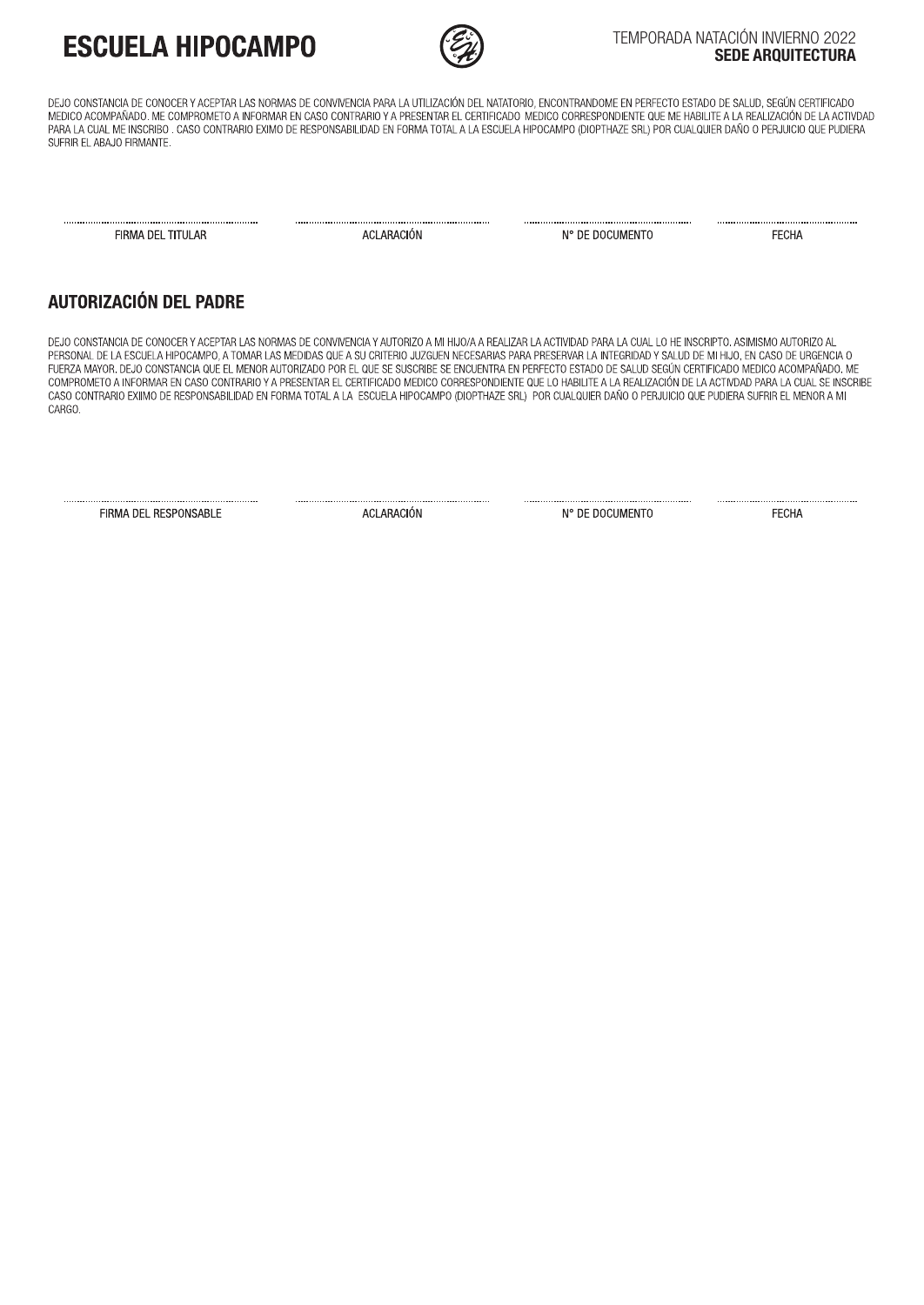# ESCUELA HIPOCAMPO

TEMPORADA NATACIÓN INVIERNO 2022
**SEDE ARQUITECTURA**

DEJO CONSTANCIA DE CONOCER Y ACEPTAR LAS NORMAS DE CONVIVENCIA PARA LA UTILIZACIÓN DEL NATATORIO, ENCONTRANDOME EN PERFECTO ESTADO DE SALUD, SEGÚN CERTIFICADO MEDICO ACOMPAÑADO. ME COMPROMETO A INFORMAR EN CASO CONTRARIO Y A PRESENTAR EL CERTIFICADO MEDICO CORRESPONDIENTE QUE ME HABILITE A LA REALIZACIÓN DE LA ACTIVDAD PARA LA CUAL ME INSCRIBO . CASO CONTRARIO EXIMO DE RESPONSABILIDAD EN FORMA TOTAL A LA ESCUELA HIPOCAMPO (DIOPTHAZE SRL) POR CUALQUIER DAÑO O PERJUICIO QUE PUDIERA SUFRIR EL ABAJO FIRMANTE.

| FIRMA DEL TITULAR | ACLARACIÓN | N° DE DOCUMENTO | FECHA |
|---|---|---|---|
| | | | |

## AUTORIZACIÓN DEL PADRE

DEJO CONSTANCIA DE CONOCER Y ACEPTAR LAS NORMAS DE CONVIVENCIA Y AUTORIZO A MI HIJO/A A REALIZAR LA ACTIVIDAD PARA LA CUAL LO HE INSCRIPTO. ASIMISMO AUTORIZO AL PERSONAL DE LA ESCUELA HIPOCAMPO, A TOMAR LAS MEDIDAS QUE A SU CRITERIO JUZGUEN NECESARIAS PARA PRESERVAR LA INTEGRIDAD Y SALUD DE MI HIJO, EN CASO DE URGENCIA O FUERZA MAYOR. DEJO CONSTANCIA QUE EL MENOR AUTORIZADO POR EL QUE SE SUSCRIBE SE ENCUENTRA EN PERFECTO ESTADO DE SALUD SEGÚN CERTIFICADO MEDICO ACOMPAÑADO. ME COMPROMETO A INFORMAR EN CASO CONTRARIO Y A PRESENTAR EL CERTIFICADO MEDICO CORRESPONDIENTE QUE LO HABILITE A LA REALIZACIÓN DE LA ACTIVDAD PARA LA CUAL SE INSCRIBE CASO CONTRARIO EXIIMO DE RESPONSABILIDAD EN FORMA TOTAL A LA ESCUELA HIPOCAMPO (DIOPTHAZE SRL) POR CUALQUIER DAÑO O PERJUICIO QUE PUDIERA SUFRIR EL MENOR A MI CARGO.

| FIRMA DEL RESPONSABLE | ACLARACIÓN | N° DE DOCUMENTO | FECHA |
|---|---|---|---|
| | | | |